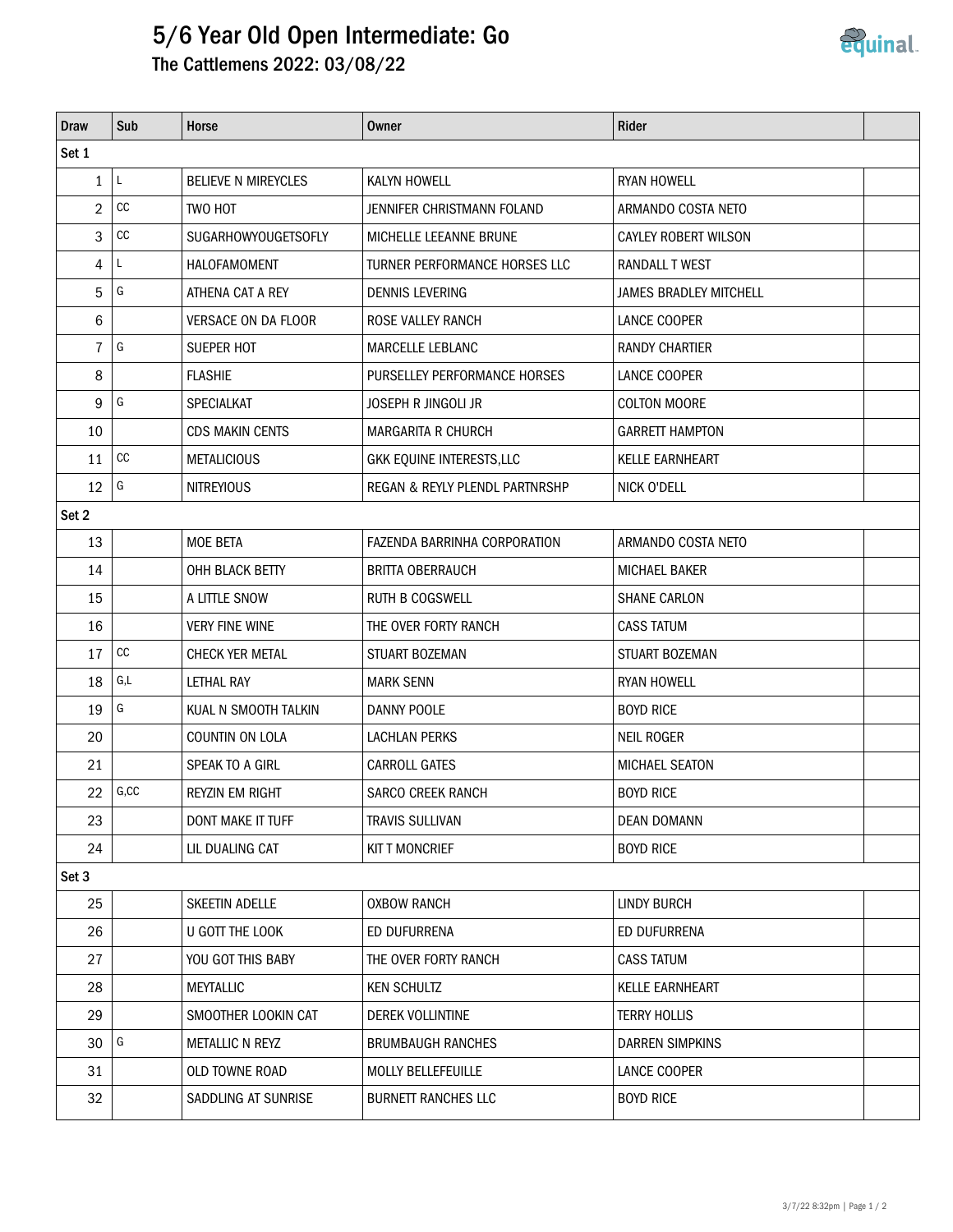# 5/6 Year Old Open Intermediate: Go

## The Cattlemens 2022: 03/08/22

| Draw | Sub | Horse | Owner | Rider | |
|---|---|---|---|---|---|
| Set 1 | | | | | |
| 1 | L | BELIEVE N MIREYCLES | KALYN HOWELL | RYAN HOWELL | |
| 2 | CC | TWO HOT | JENNIFER CHRISTMANN FOLAND | ARMANDO COSTA NETO | |
| 3 | CC | SUGARHOWYOUGETSOFLY | MICHELLE LEEANNE BRUNE | CAYLEY ROBERT WILSON | |
| 4 | L | HALOFAMOMENT | TURNER PERFORMANCE HORSES LLC | RANDALL T WEST | |
| 5 | G | ATHENA CAT A REY | DENNIS LEVERING | JAMES BRADLEY MITCHELL | |
| 6 | | VERSACE ON DA FLOOR | ROSE VALLEY RANCH | LANCE COOPER | |
| 7 | G | SUEPER HOT | MARCELLE LEBLANC | RANDY CHARTIER | |
| 8 | | FLASHIE | PURSELLEY PERFORMANCE HORSES | LANCE COOPER | |
| 9 | G | SPECIALKAT | JOSEPH R JINGOLI JR | COLTON MOORE | |
| 10 | | CDS MAKIN CENTS | MARGARITA R CHURCH | GARRETT HAMPTON | |
| 11 | CC | METALICIOUS | GKK EQUINE INTERESTS,LLC | KELLE EARNHEART | |
| 12 | G | NITREYIOUS | REGAN & REYLY PLENDL PARTNRSHP | NICK O'DELL | |
| Set 2 | | | | | |
| 13 | | MOE BETA | FAZENDA BARRINHA CORPORATION | ARMANDO COSTA NETO | |
| 14 | | OHH BLACK BETTY | BRITTA OBERRAUCH | MICHAEL BAKER | |
| 15 | | A LITTLE SNOW | RUTH B COGSWELL | SHANE CARLON | |
| 16 | | VERY FINE WINE | THE OVER FORTY RANCH | CASS TATUM | |
| 17 | CC | CHECK YER METAL | STUART BOZEMAN | STUART BOZEMAN | |
| 18 | G,L | LETHAL RAY | MARK SENN | RYAN HOWELL | |
| 19 | G | KUAL N SMOOTH TALKIN | DANNY POOLE | BOYD RICE | |
| 20 | | COUNTIN ON LOLA | LACHLAN PERKS | NEIL ROGER | |
| 21 | | SPEAK TO A GIRL | CARROLL GATES | MICHAEL SEATON | |
| 22 | G,CC | REYZIN EM RIGHT | SARCO CREEK RANCH | BOYD RICE | |
| 23 | | DONT MAKE IT TUFF | TRAVIS SULLIVAN | DEAN DOMANN | |
| 24 | | LIL DUALING CAT | KIT T MONCRIEF | BOYD RICE | |
| Set 3 | | | | | |
| 25 | | SKEETIN ADELLE | OXBOW RANCH | LINDY BURCH | |
| 26 | | U GOTT THE LOOK | ED DUFURRENA | ED DUFURRENA | |
| 27 | | YOU GOT THIS BABY | THE OVER FORTY RANCH | CASS TATUM | |
| 28 | | MEYTALLIC | KEN SCHULTZ | KELLE EARNHEART | |
| 29 | | SMOOTHER LOOKIN CAT | DEREK VOLLINTINE | TERRY HOLLIS | |
| 30 | G | METALLIC N REYZ | BRUMBAUGH RANCHES | DARREN SIMPKINS | |
| 31 | | OLD TOWNE ROAD | MOLLY BELLEFEUILLE | LANCE COOPER | |
| 32 | | SADDLING AT SUNRISE | BURNETT RANCHES LLC | BOYD RICE | |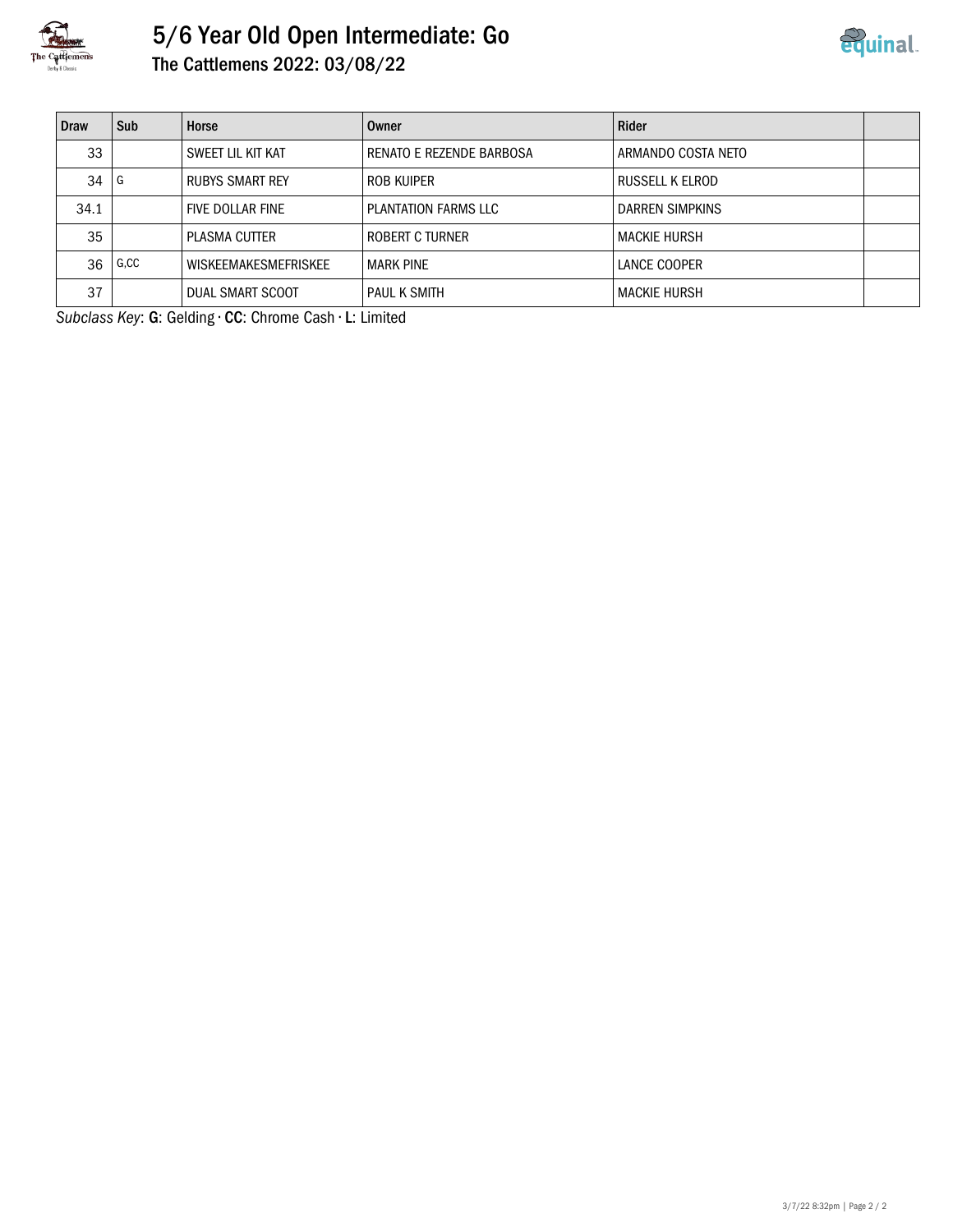# 5/6 Year Old Open Intermediate: Go

## The Cattlemens 2022: 03/08/22

| Draw | Sub | Horse | Owner | Rider | |
|---|---|---|---|---|---|
| 33 | | SWEET LIL KIT KAT | RENATO E REZENDE BARBOSA | ARMANDO COSTA NETO | |
| 34 | G | RUBYS SMART REY | ROB KUIPER | RUSSELL K ELROD | |
| 34.1 | | FIVE DOLLAR FINE | PLANTATION FARMS LLC | DARREN SIMPKINS | |
| 35 | | PLASMA CUTTER | ROBERT C TURNER | MACKIE HURSH | |
| 36 | G,CC | WISKEEMAKESMEFRISKEE | MARK PINE | LANCE COOPER | |
| 37 | | DUAL SMART SCOOT | PAUL K SMITH | MACKIE HURSH | |

*Subclass Key*: **G**: Gelding · **CC**: Chrome Cash · **L**: Limited